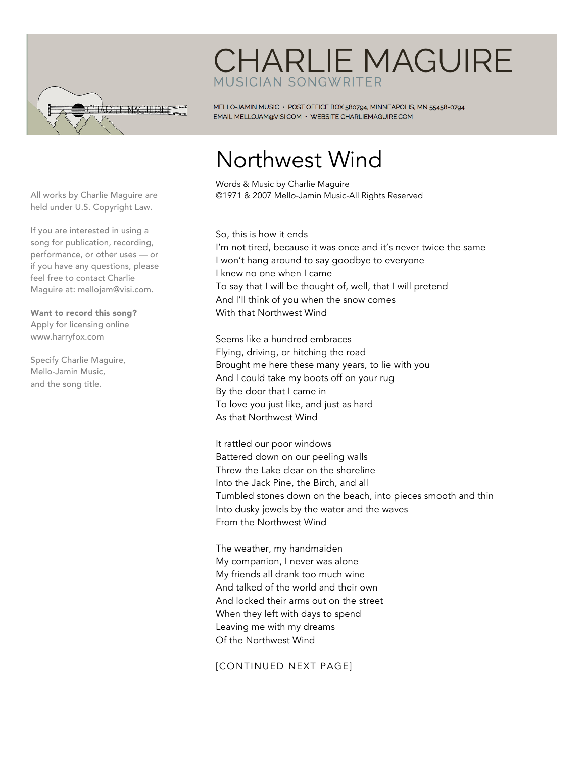# CHARLIE MAGUIRE

MUSICIAN SONGWRITER

MELLO-JAMIN MUSIC • POST OFFICE BOX 580794, MINNEAPOLIS, MN 55458-0794
EMAIL MELLOJAM@VISI.COM • WEBSITE CHARLIEMAGUIRE.COM

All works by Charlie Maguire are held under U.S. Copyright Law.

If you are interested in using a song for publication, recording, performance, or other uses — or if you have any questions, please feel free to contact Charlie Maguire at: mellojam@visi.com.

**Want to record this song?**
Apply for licensing online
www.harryfox.com

Specify Charlie Maguire,
Mello-Jamin Music,
and the song title.

## Northwest Wind

Words & Music by Charlie Maguire
©1971 & 2007 Mello-Jamin Music-All Rights Reserved

So, this is how it ends
I'm not tired, because it was once and it's never twice the same
I won't hang around to say goodbye to everyone
I knew no one when I came
To say that I will be thought of, well, that I will pretend
And I'll think of you when the snow comes
With that Northwest Wind

Seems like a hundred embraces
Flying, driving, or hitching the road
Brought me here these many years, to lie with you
And I could take my boots off on your rug
By the door that I came in
To love you just like, and just as hard
As that Northwest Wind

It rattled our poor windows
Battered down on our peeling walls
Threw the Lake clear on the shoreline
Into the Jack Pine, the Birch, and all
Tumbled stones down on the beach, into pieces smooth and thin
Into dusky jewels by the water and the waves
From the Northwest Wind

The weather, my handmaiden
My companion, I never was alone
My friends all drank too much wine
And talked of the world and their own
And locked their arms out on the street
When they left with days to spend
Leaving me with my dreams
Of the Northwest Wind

[CONTINUED NEXT PAGE]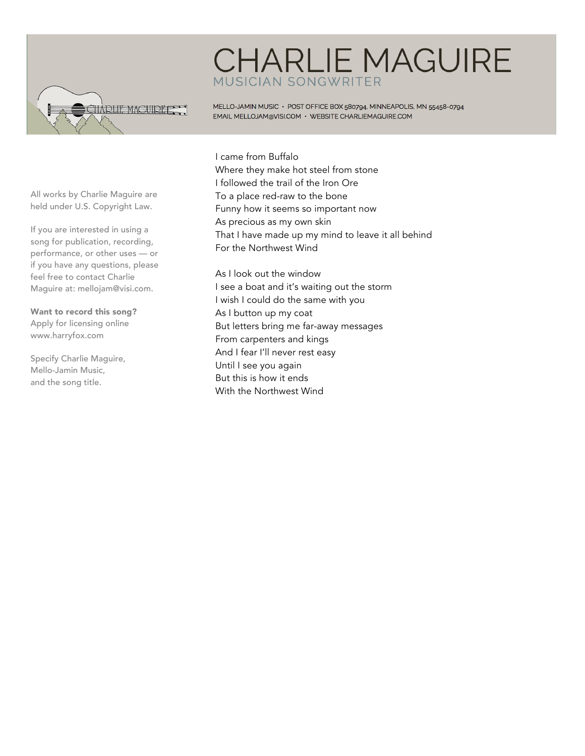# CHARLIE MAGUIRE

MUSICIAN SONGWRITER

MELLO-JAMIN MUSIC • POST OFFICE BOX 580794, MINNEAPOLIS, MN 55458-0794
EMAIL MELLOJAM@VISI.COM • WEBSITE CHARLIEMAGUIRE.COM

I came from Buffalo
Where they make hot steel from stone
I followed the trail of the Iron Ore
To a place red-raw to the bone
Funny how it seems so important now
As precious as my own skin
That I have made up my mind to leave it all behind
For the Northwest Wind

As I look out the window
I see a boat and it's waiting out the storm
I wish I could do the same with you
As I button up my coat
But letters bring me far-away messages
From carpenters and kings
And I fear I'll never rest easy
Until I see you again
But this is how it ends
With the Northwest Wind

All works by Charlie Maguire are held under U.S. Copyright Law.

If you are interested in using a song for publication, recording, performance, or other uses — or if you have any questions, please feel free to contact Charlie Maguire at: mellojam@visi.com.

**Want to record this song?**
Apply for licensing online
www.harryfox.com

Specify Charlie Maguire,
Mello-Jamin Music,
and the song title.